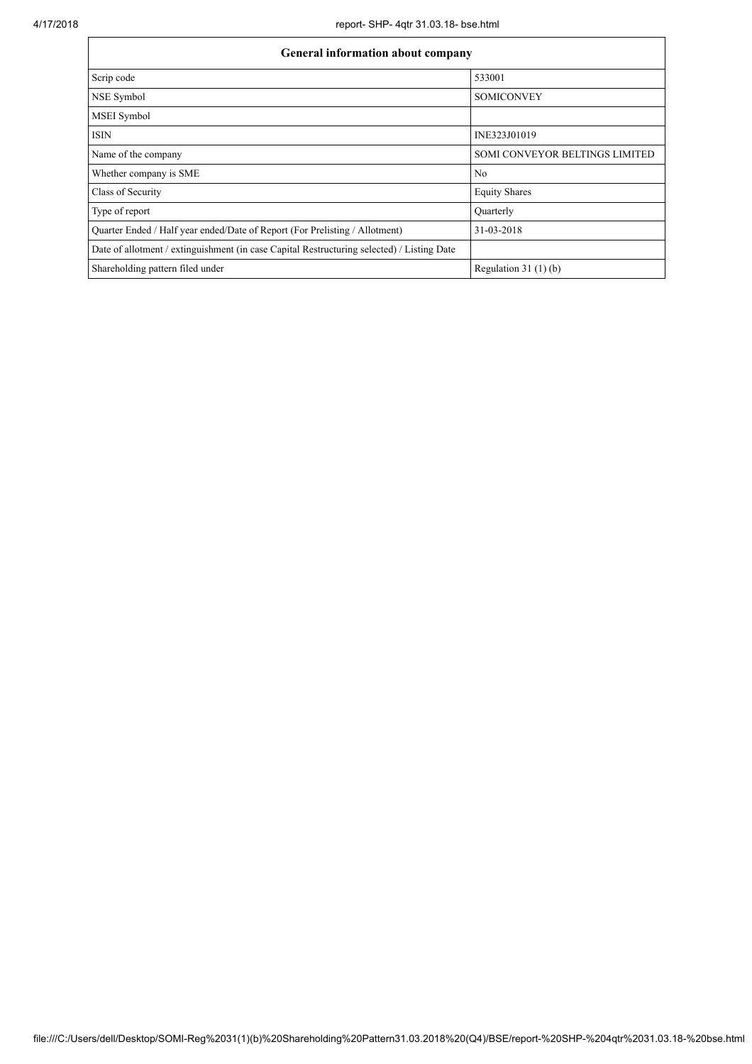| General information about company | |
|---|---|
| Scrip code | 533001 |
| NSE Symbol | SOMICONVEY |
| MSEI Symbol | |
| ISIN | INE323J01019 |
| Name of the company | SOMI CONVEYOR BELTINGS LIMITED |
| Whether company is SME | No |
| Class of Security | Equity Shares |
| Type of report | Quarterly |
| Quarter Ended / Half year ended/Date of Report (For Prelisting / Allotment) | 31-03-2018 |
| Date of allotment / extinguishment (in case Capital Restructuring selected) / Listing Date | |
| Shareholding pattern filed under | Regulation 31 (1) (b) |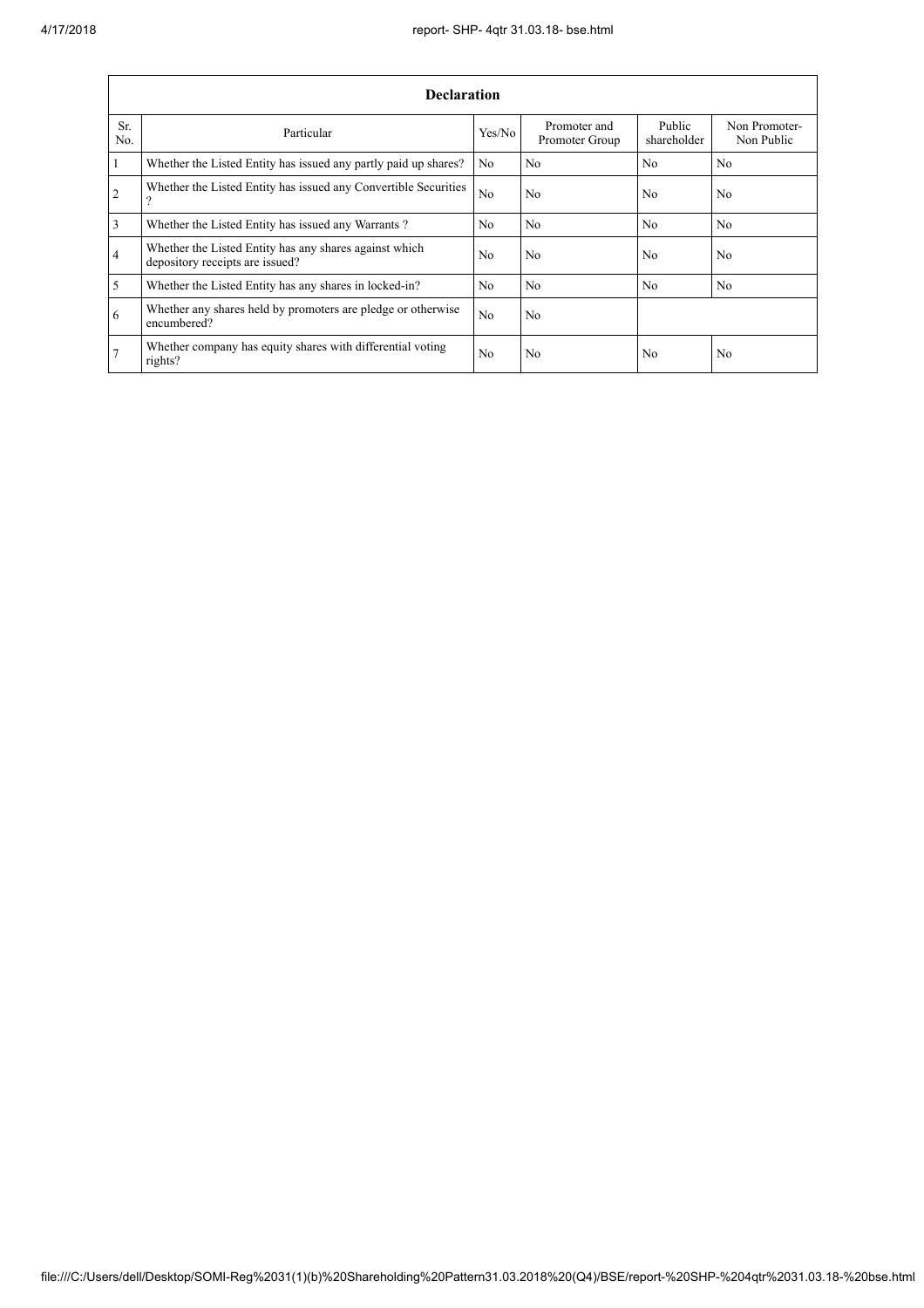| Declaration | | | | | |
|---|---|---|---|---|---|
| Sr. No. | Particular | Yes/No | Promoter and Promoter Group | Public shareholder | Non Promoter- Non Public |
| 1 | Whether the Listed Entity has issued any partly paid up shares? | No | No | No | No |
| 2 | Whether the Listed Entity has issued any Convertible Securities ? | No | No | No | No |
| 3 | Whether the Listed Entity has issued any Warrants ? | No | No | No | No |
| 4 | Whether the Listed Entity has any shares against which depository receipts are issued? | No | No | No | No |
| 5 | Whether the Listed Entity has any shares in locked-in? | No | No | No | No |
| 6 | Whether any shares held by promoters are pledge or otherwise encumbered? | No | No | | |
| 7 | Whether company has equity shares with differential voting rights? | No | No | No | No |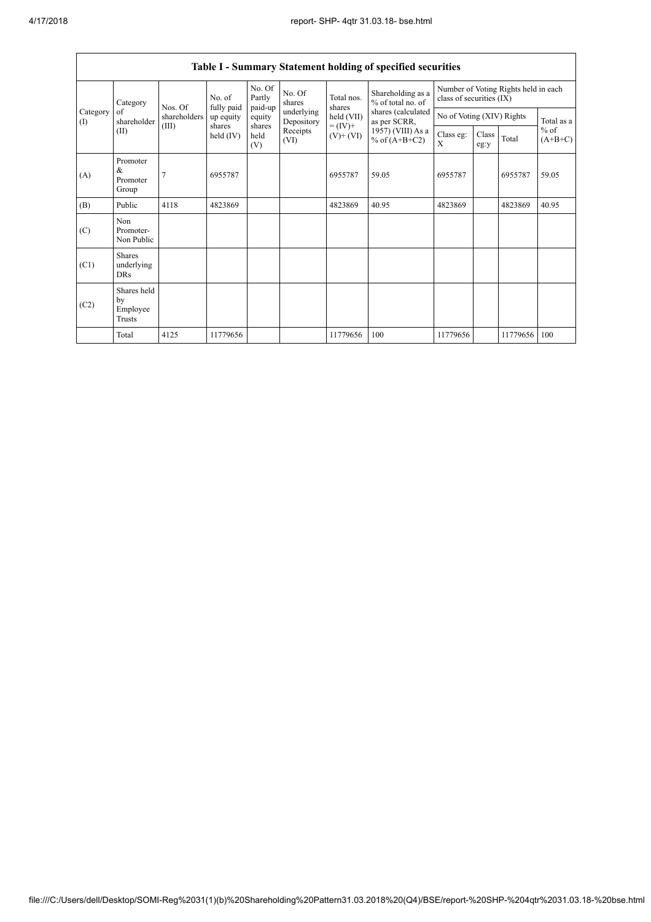| Table I - Summary Statement holding of specified securities | | | | | | | | | | | | |
|---|---|---|---|---|---|---|---|---|---|---|---|---|
| Category (I) | Category of shareholder (II) | Nos. Of shareholders (III) | No. of fully paid up equity shares held (IV) | No. Of Partly paid-up equity shares held (V) | No. Of shares underlying Depository Receipts (VI) | Total nos. shares held (VII) = (IV)+ (V)+ (VI) | Shareholding as a % of total no. of shares (calculated as per SCRR, 1957) (VIII) As a % of (A+B+C2) | Number of Voting Rights held in each class of securities (IX) | | | |
| | | | | | | | | No of Voting (XIV) Rights | | | Total as a % of (A+B+C) |
| | | | | | | | | Class eg: X | Class eg:y | Total | |
| (A) | Promoter & Promoter Group | 7 | 6955787 | | | 6955787 | 59.05 | 6955787 | | 6955787 | 59.05 |
| (B) | Public | 4118 | 4823869 | | | 4823869 | 40.95 | 4823869 | | 4823869 | 40.95 |
| (C) | Non Promoter- Non Public | | | | | | | | | | |
| (C1) | Shares underlying DRs | | | | | | | | | | |
| (C2) | Shares held by Employee Trusts | | | | | | | | | | |
| | Total | 4125 | 11779656 | | | 11779656 | 100 | 11779656 | | 11779656 | 100 |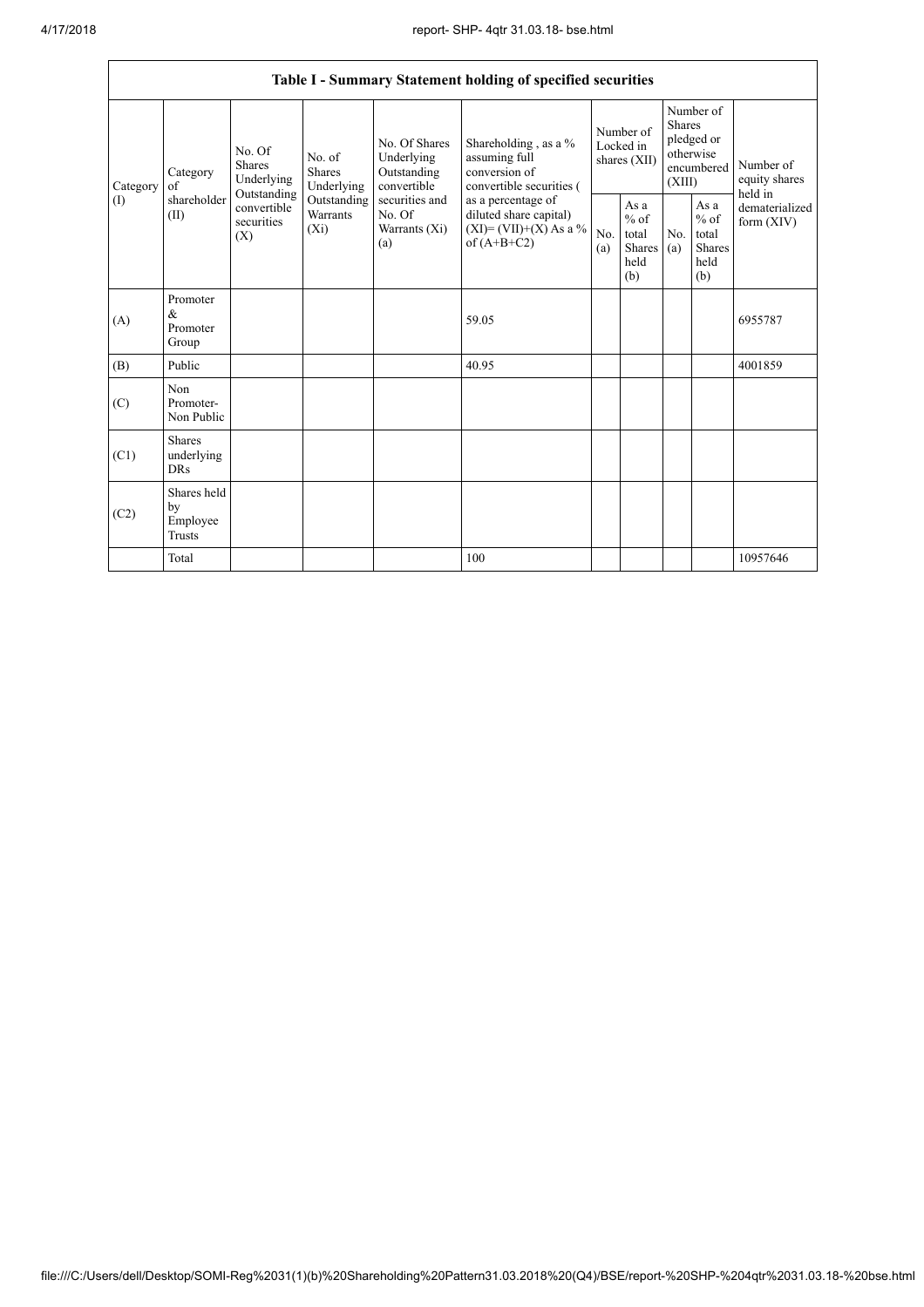| Table I - Summary Statement holding of specified securities | | | | | | | | | | |
|---|---|---|---|---|---|---|---|---|---|---|
| Category (I) | Category of shareholder (II) | No. Of Shares Underlying Outstanding convertible securities (X) | No. of Shares Underlying Outstanding Warrants (Xi) | No. Of Shares Underlying Outstanding convertible securities and No. Of Warrants (Xi) (a) | Shareholding , as a % assuming full conversion of convertible securities ( as a percentage of diluted share capital) (XI)= (VII)+(X) As a % of (A+B+C2) | Number of Locked in shares (XII) | | Number of Shares pledged or otherwise encumbered (XIII) | | Number of equity shares held in dematerialized form (XIV) |
| | | | | | | No. (a) | As a % of total Shares held (b) | No. (a) | As a % of total Shares held (b) | |
| (A) | Promoter & Promoter Group | | | | 59.05 | | | | | 6955787 |
| (B) | Public | | | | 40.95 | | | | | 4001859 |
| (C) | Non Promoter- Non Public | | | | | | | | | |
| (C1) | Shares underlying DRs | | | | | | | | | |
| (C2) | Shares held by Employee Trusts | | | | | | | | | |
| | Total | | | | 100 | | | | | 10957646 |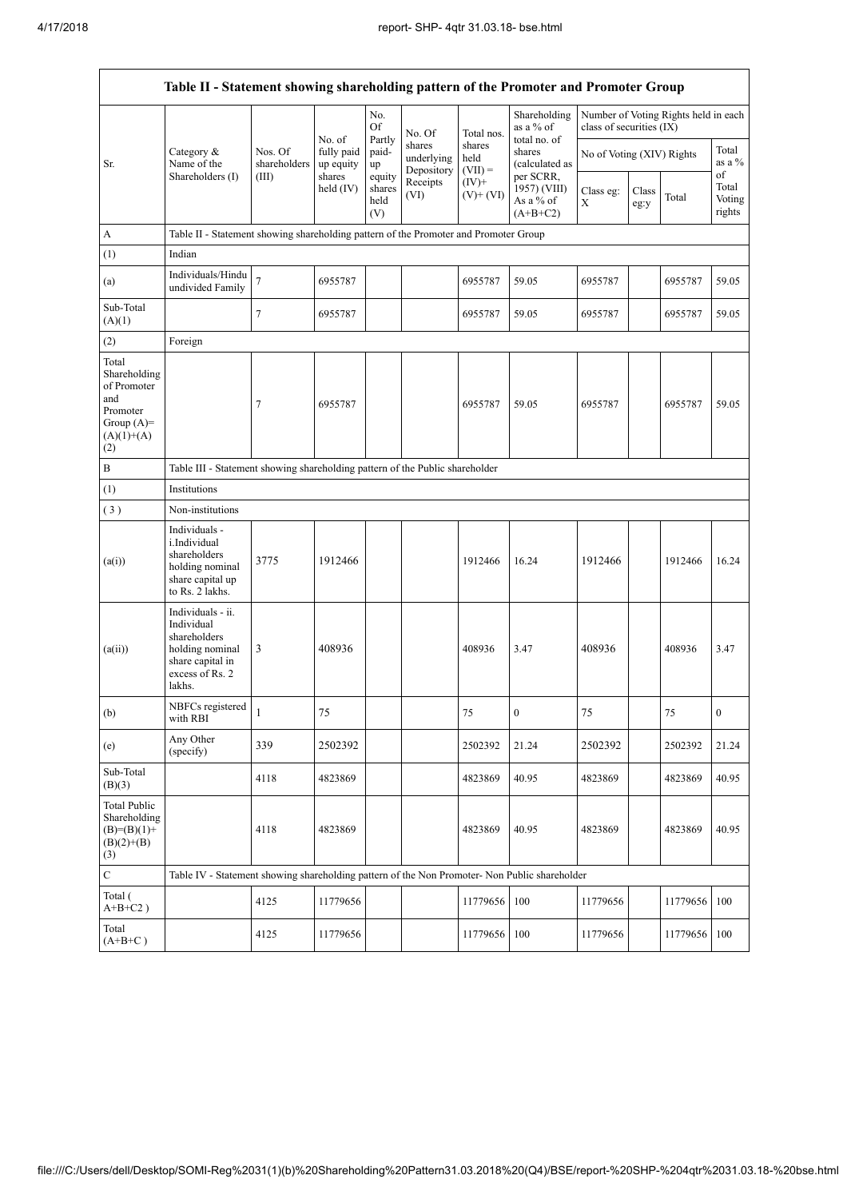| Table II - Statement showing shareholding pattern of the Promoter and Promoter Group | | | | | | | | | | | |
|---|---|---|---|---|---|---|---|---|---|---|---|
| Sr. | Category & Name of the Shareholders (I) | Nos. Of shareholders (III) | No. of fully paid up equity shares held (IV) | No. Of Partly paid-up equity shares held (V) | No. Of shares underlying Depository Receipts (VI) | Total nos. shares held (VII) = (IV)+ (V)+ (VI) | Shareholding as a % of total no. of shares (calculated as per SCRR, 1957) (VIII) As a % of (A+B+C2) | Number of Voting Rights held in each class of securities (IX) | | | |
| | | | | | | | | No of Voting (XIV) Rights | | | Total as a % of Total Voting rights |
| | | | | | | | | Class eg: X | Class eg:y | Total | |
| A | Table II - Statement showing shareholding pattern of the Promoter and Promoter Group | | | | | | | | | | |
| (1) | Indian | | | | | | | | | | |
| (a) | Individuals/Hindu undivided Family | 7 | 6955787 | | | 6955787 | 59.05 | 6955787 | | 6955787 | 59.05 |
| Sub-Total (A)(1) | | 7 | 6955787 | | | 6955787 | 59.05 | 6955787 | | 6955787 | 59.05 |
| (2) | Foreign | | | | | | | | | | |
| Total Shareholding of Promoter and Promoter Group (A)= (A)(1)+(A)(2) | | 7 | 6955787 | | | 6955787 | 59.05 | 6955787 | | 6955787 | 59.05 |
| B | Table III - Statement showing shareholding pattern of the Public shareholder | | | | | | | | | | |
| (1) | Institutions | | | | | | | | | | |
| ( 3 ) | Non-institutions | | | | | | | | | | |
| (a(i)) | Individuals - i.Individual shareholders holding nominal share capital up to Rs. 2 lakhs. | 3775 | 1912466 | | | 1912466 | 16.24 | 1912466 | | 1912466 | 16.24 |
| (a(ii)) | Individuals - ii. Individual shareholders holding nominal share capital in excess of Rs. 2 lakhs. | 3 | 408936 | | | 408936 | 3.47 | 408936 | | 408936 | 3.47 |
| (b) | NBFCs registered with RBI | 1 | 75 | | | 75 | 0 | 75 | | 75 | 0 |
| (e) | Any Other (specify) | 339 | 2502392 | | | 2502392 | 21.24 | 2502392 | | 2502392 | 21.24 |
| Sub-Total (B)(3) | | 4118 | 4823869 | | | 4823869 | 40.95 | 4823869 | | 4823869 | 40.95 |
| Total Public Shareholding (B)=(B)(1)+(B)(2)+(B)(3) | | 4118 | 4823869 | | | 4823869 | 40.95 | 4823869 | | 4823869 | 40.95 |
| C | Table IV - Statement showing shareholding pattern of the Non Promoter- Non Public shareholder | | | | | | | | | | |
| Total ( A+B+C2 ) | | 4125 | 11779656 | | | 11779656 | 100 | 11779656 | | 11779656 | 100 |
| Total (A+B+C ) | | 4125 | 11779656 | | | 11779656 | 100 | 11779656 | | 11779656 | 100 |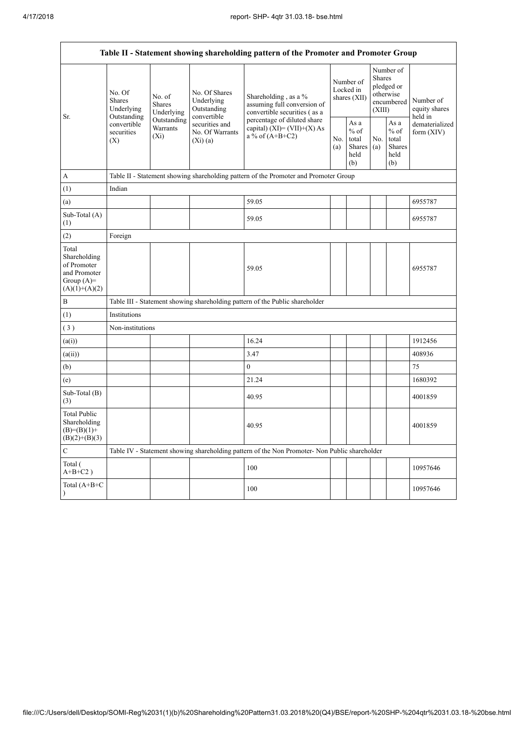| Table II - Statement showing shareholding pattern of the Promoter and Promoter Group | | | | | | | | | |
|---|---|---|---|---|---|---|---|---|---|
| Sr. | No. Of Shares Underlying Outstanding convertible securities (X) | No. of Shares Underlying Outstanding Warrants (Xi) | No. Of Shares Underlying Outstanding convertible securities and No. Of Warrants (Xi) (a) | Shareholding , as a % assuming full conversion of convertible securities ( as a percentage of diluted share capital) (XI)= (VII)+(X) As a % of (A+B+C2) | Number of Locked in shares (XII) | | Number of Shares pledged or otherwise encumbered (XIII) | | Number of equity shares held in dematerialized form (XIV) |
| | | | | | No. (a) | As a % of total Shares held (b) | No. (a) | As a % of total Shares held (b) | |
| A | Table II - Statement showing shareholding pattern of the Promoter and Promoter Group | | | | | | | | |
| (1) | Indian | | | | | | | | |
| (a) | | | | 59.05 | | | | | 6955787 |
| Sub-Total (A) (1) | | | | 59.05 | | | | | 6955787 |
| (2) | Foreign | | | | | | | | |
| Total Shareholding of Promoter and Promoter Group (A)= (A)(1)+(A)(2) | | | | 59.05 | | | | | 6955787 |
| B | Table III - Statement showing shareholding pattern of the Public shareholder | | | | | | | | |
| (1) | Institutions | | | | | | | | |
| ( 3 ) | Non-institutions | | | | | | | | |
| (a(i)) | | | | 16.24 | | | | | 1912456 |
| (a(ii)) | | | | 3.47 | | | | | 408936 |
| (b) | | | | 0 | | | | | 75 |
| (e) | | | | 21.24 | | | | | 1680392 |
| Sub-Total (B) (3) | | | | 40.95 | | | | | 4001859 |
| Total Public Shareholding (B)=(B)(1)+ (B)(2)+(B)(3) | | | | 40.95 | | | | | 4001859 |
| C | Table IV - Statement showing shareholding pattern of the Non Promoter- Non Public shareholder | | | | | | | | |
| Total ( A+B+C2 ) | | | | 100 | | | | | 10957646 |
| Total (A+B+C ) | | | | 100 | | | | | 10957646 |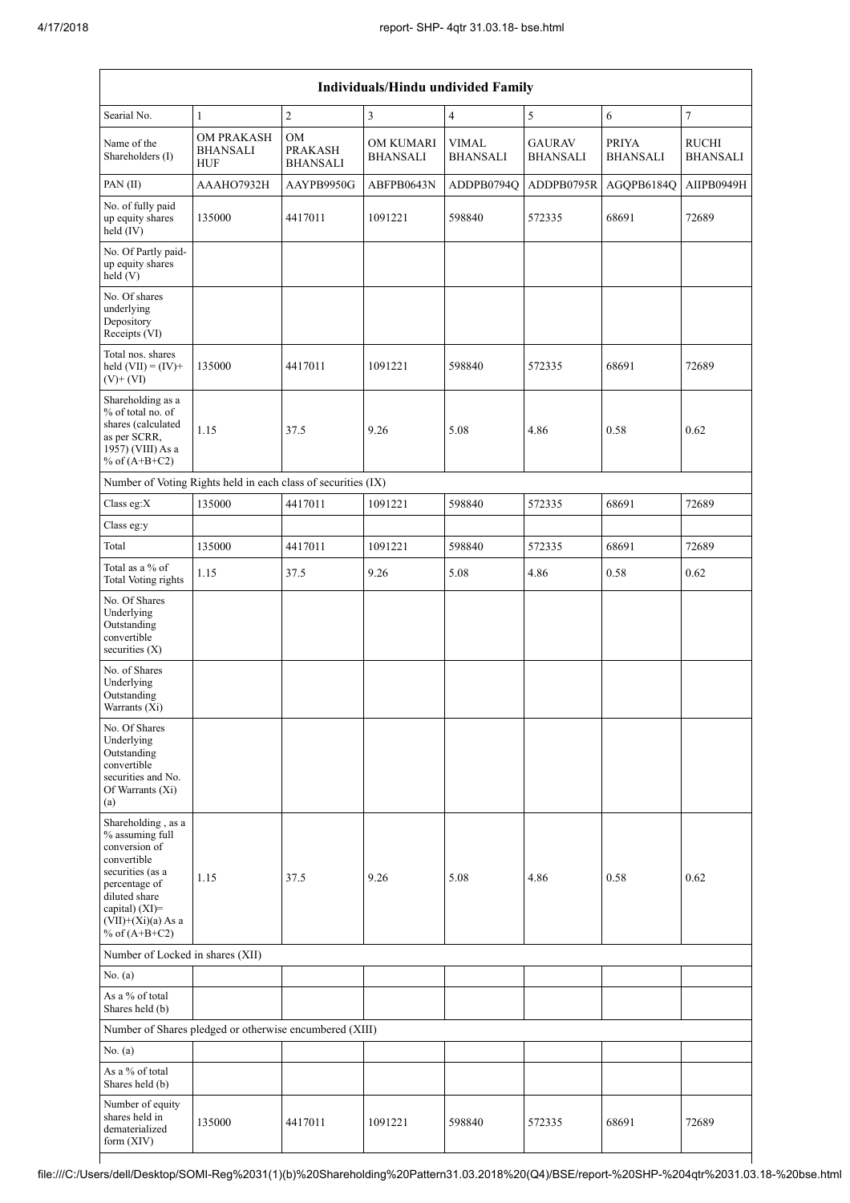| Individuals/Hindu undivided Family | | | | | | | |
|---|---|---|---|---|---|---|---|
| Searial No. | 1 | 2 | 3 | 4 | 5 | 6 | 7 |
| Name of the Shareholders (I) | OM PRAKASH BHANSALI HUF | OM PRAKASH BHANSALI | OM KUMARI BHANSALI | VIMAL BHANSALI | GAURAV BHANSALI | PRIYA BHANSALI | RUCHI BHANSALI |
| PAN (II) | AAAHO7932H | AAYPB9950G | ABFPB0643N | ADDPB0794Q | ADDPB0795R | AGQPB6184Q | AIIPB0949H |
| No. of fully paid up equity shares held (IV) | 135000 | 4417011 | 1091221 | 598840 | 572335 | 68691 | 72689 |
| No. Of Partly paid-up equity shares held (V) | | | | | | | |
| No. Of shares underlying Depository Receipts (VI) | | | | | | | |
| Total nos. shares held (VII) = (IV)+ (V)+ (VI) | 135000 | 4417011 | 1091221 | 598840 | 572335 | 68691 | 72689 |
| Shareholding as a % of total no. of shares (calculated as per SCRR, 1957) (VIII) As a % of (A+B+C2) | 1.15 | 37.5 | 9.26 | 5.08 | 4.86 | 0.58 | 0.62 |
| Number of Voting Rights held in each class of securities (IX) | | | | | | | |
| Class eg:X | 135000 | 4417011 | 1091221 | 598840 | 572335 | 68691 | 72689 |
| Class eg:y | | | | | | | |
| Total | 135000 | 4417011 | 1091221 | 598840 | 572335 | 68691 | 72689 |
| Total as a % of Total Voting rights | 1.15 | 37.5 | 9.26 | 5.08 | 4.86 | 0.58 | 0.62 |
| No. Of Shares Underlying Outstanding convertible securities (X) | | | | | | | |
| No. of Shares Underlying Outstanding Warrants (Xi) | | | | | | | |
| No. Of Shares Underlying Outstanding convertible securities and No. Of Warrants (Xi) (a) | | | | | | | |
| Shareholding , as a % assuming full conversion of convertible securities (as a percentage of diluted share capital) (XI)= (VII)+(Xi)(a) As a % of (A+B+C2) | 1.15 | 37.5 | 9.26 | 5.08 | 4.86 | 0.58 | 0.62 |
| Number of Locked in shares (XII) | | | | | | | |
| No. (a) | | | | | | | |
| As a % of total Shares held (b) | | | | | | | |
| Number of Shares pledged or otherwise encumbered (XIII) | | | | | | | |
| No. (a) | | | | | | | |
| As a % of total Shares held (b) | | | | | | | |
| Number of equity shares held in dematerialized form (XIV) | 135000 | 4417011 | 1091221 | 598840 | 572335 | 68691 | 72689 |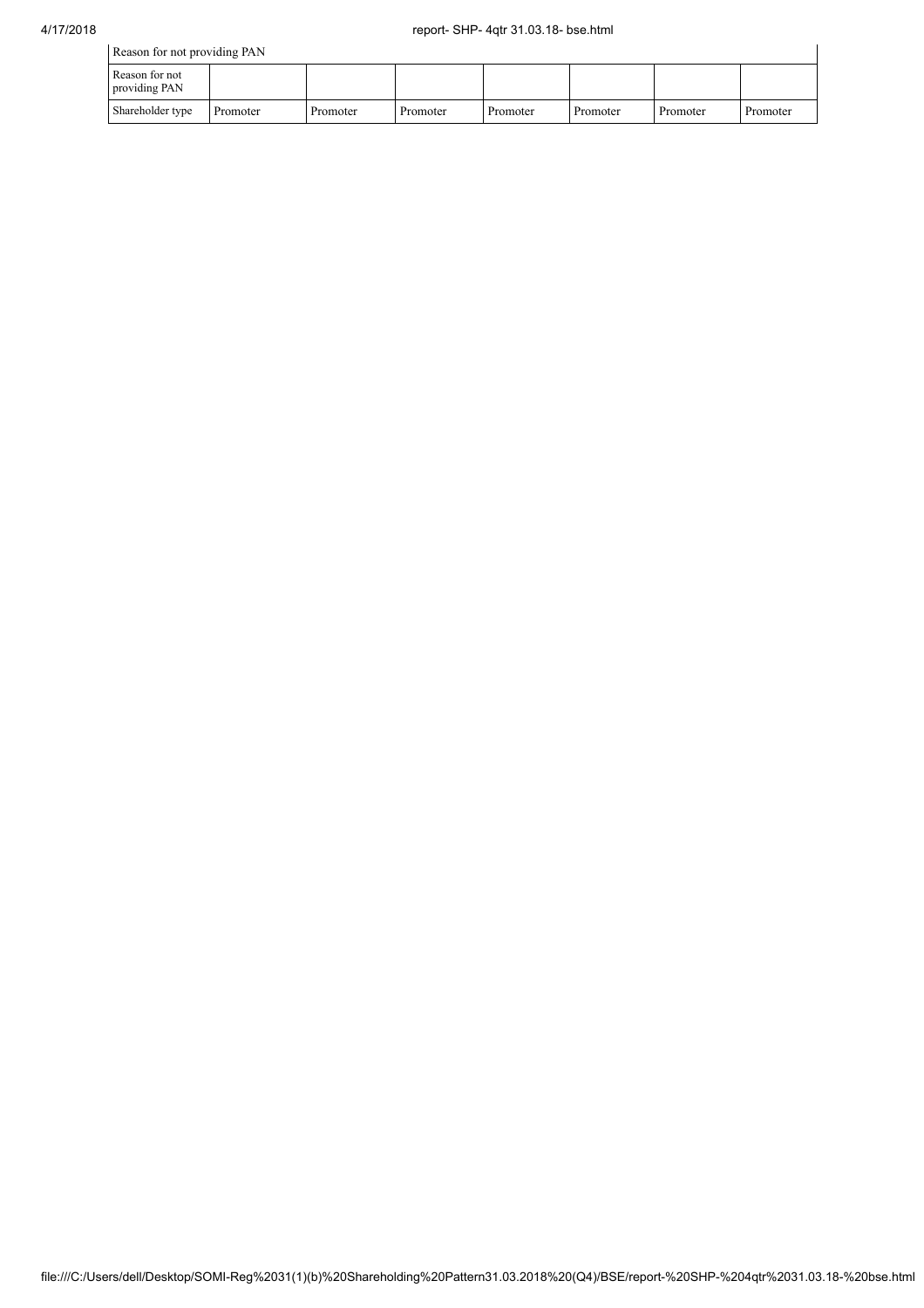| Reason for not providing PAN | | | | | | | |
|---|---|---|---|---|---|---|---|
| Reason for not providing PAN | | | | | | | |
| Shareholder type | Promoter | Promoter | Promoter | Promoter | Promoter | Promoter | Promoter |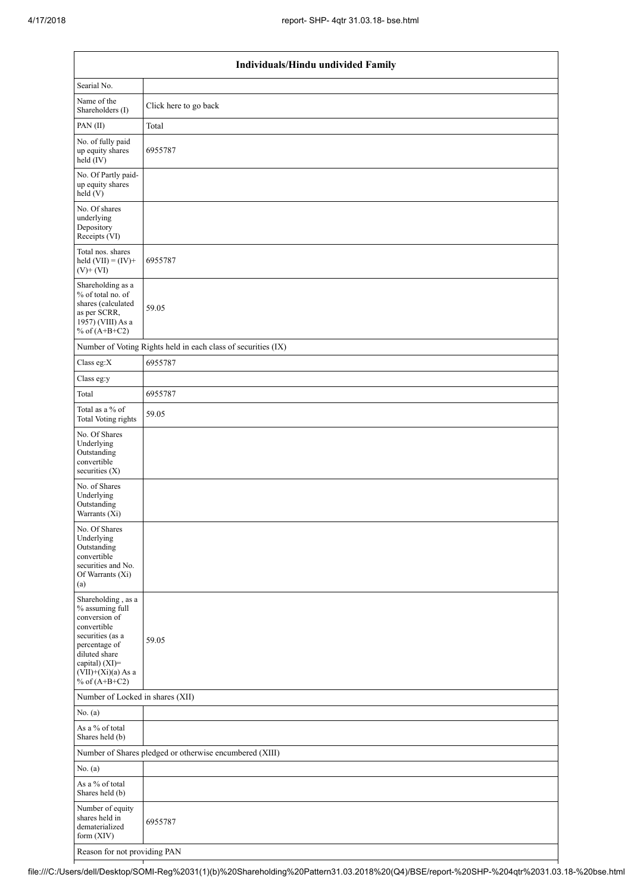| Individuals/Hindu undivided Family | |
|---|---|
| Searial No. | |
| Name of the Shareholders (I) | Click here to go back |
| PAN (II) | Total |
| No. of fully paid up equity shares held (IV) | 6955787 |
| No. Of Partly paid-up equity shares held (V) | |
| No. Of shares underlying Depository Receipts (VI) | |
| Total nos. shares held (VII) = (IV)+(V)+ (VI) | 6955787 |
| Shareholding as a % of total no. of shares (calculated as per SCRR, 1957) (VIII) As a % of (A+B+C2) | 59.05 |
| Number of Voting Rights held in each class of securities (IX) | |
| Class eg:X | 6955787 |
| Class eg:y | |
| Total | 6955787 |
| Total as a % of Total Voting rights | 59.05 |
| No. Of Shares Underlying Outstanding convertible securities (X) | |
| No. of Shares Underlying Outstanding Warrants (Xi) | |
| No. Of Shares Underlying Outstanding convertible securities and No. Of Warrants (Xi) (a) | |
| Shareholding , as a % assuming full conversion of convertible securities (as a percentage of diluted share capital) (XI)= (VII)+(Xi)(a) As a % of (A+B+C2) | 59.05 |
| Number of Locked in shares (XII) | |
| No. (a) | |
| As a % of total Shares held (b) | |
| Number of Shares pledged or otherwise encumbered (XIII) | |
| No. (a) | |
| As a % of total Shares held (b) | |
| Number of equity shares held in dematerialized form (XIV) | 6955787 |
| Reason for not providing PAN | |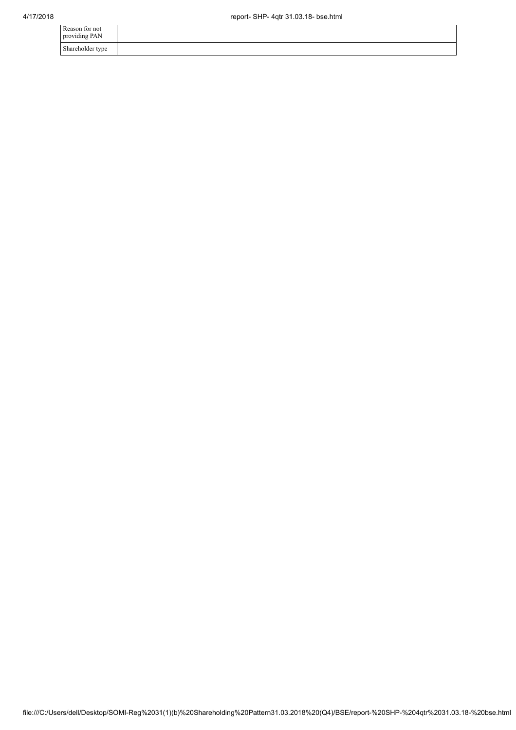| Reason for not providing PAN | |
| --- | --- |
| Shareholder type | |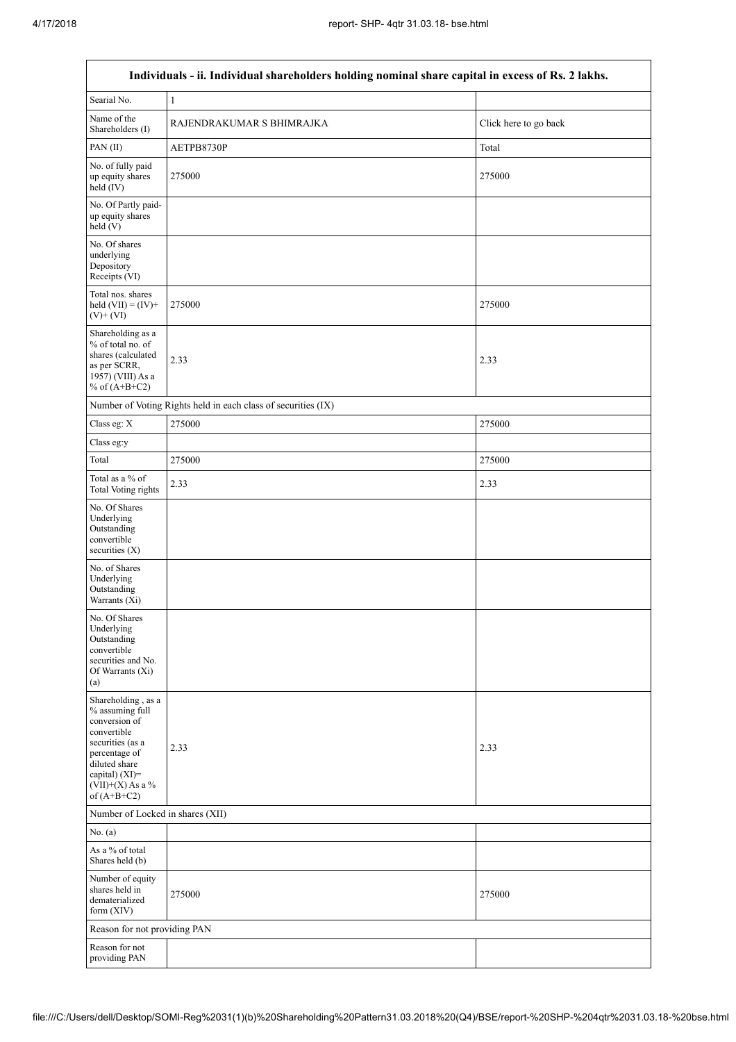| Individuals - ii. Individual shareholders holding nominal share capital in excess of Rs. 2 lakhs. | | |
|---|---|---|
| Searial No. | 1 | |
| Name of the Shareholders (I) | RAJENDRAKUMAR S BHIMRAJKA | Click here to go back |
| PAN (II) | AETPB8730P | Total |
| No. of fully paid up equity shares held (IV) | 275000 | 275000 |
| No. Of Partly paid-up equity shares held (V) | | |
| No. Of shares underlying Depository Receipts (VI) | | |
| Total nos. shares held (VII) = (IV)+ (V)+ (VI) | 275000 | 275000 |
| Shareholding as a % of total no. of shares (calculated as per SCRR, 1957) (VIII) As a % of (A+B+C2) | 2.33 | 2.33 |
| Number of Voting Rights held in each class of securities (IX) | | |
| Class eg: X | 275000 | 275000 |
| Class eg:y | | |
| Total | 275000 | 275000 |
| Total as a % of Total Voting rights | 2.33 | 2.33 |
| No. Of Shares Underlying Outstanding convertible securities (X) | | |
| No. of Shares Underlying Outstanding Warrants (Xi) | | |
| No. Of Shares Underlying Outstanding convertible securities and No. Of Warrants (Xi) (a) | | |
| Shareholding , as a % assuming full conversion of convertible securities (as a percentage of diluted share capital) (XI)= (VII)+(X) As a % of (A+B+C2) | 2.33 | 2.33 |
| Number of Locked in shares (XII) | | |
| No. (a) | | |
| As a % of total Shares held (b) | | |
| Number of equity shares held in dematerialized form (XIV) | 275000 | 275000 |
| Reason for not providing PAN | | |
| Reason for not providing PAN | | |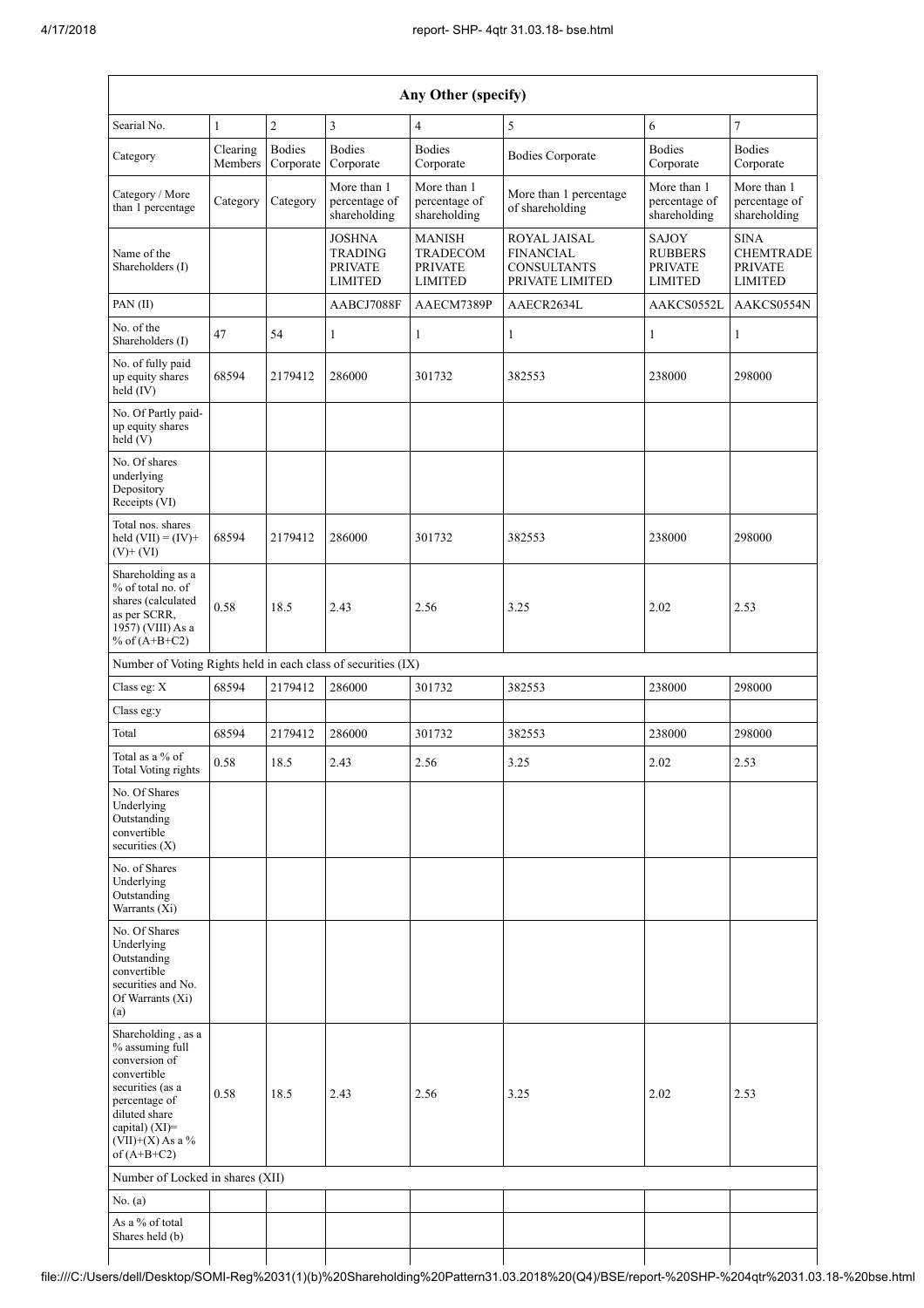| Any Other (specify) | | | | | | | |
|---|---|---|---|---|---|---|---|
| Searial No. | 1 | 2 | 3 | 4 | 5 | 6 | 7 |
| Category | Clearing Members | Bodies Corporate | Bodies Corporate | Bodies Corporate | Bodies Corporate | Bodies Corporate | Bodies Corporate |
| Category / More than 1 percentage | Category | Category | More than 1 percentage of shareholding | More than 1 percentage of shareholding | More than 1 percentage of shareholding | More than 1 percentage of shareholding | More than 1 percentage of shareholding |
| Name of the Shareholders (I) | | | JOSHNA TRADING PRIVATE LIMITED | MANISH TRADECOM PRIVATE LIMITED | ROYAL JAISAL FINANCIAL CONSULTANTS PRIVATE LIMITED | SAJOY RUBBERS PRIVATE LIMITED | SINA CHEMTRADE PRIVATE LIMITED |
| PAN (II) | | | AABCJ7088F | AAECM7389P | AAECR2634L | AAKCS0552L | AAKCS0554N |
| No. of the Shareholders (I) | 47 | 54 | 1 | 1 | 1 | 1 | 1 |
| No. of fully paid up equity shares held (IV) | 68594 | 2179412 | 286000 | 301732 | 382553 | 238000 | 298000 |
| No. Of Partly paid-up equity shares held (V) | | | | | | | |
| No. Of shares underlying Depository Receipts (VI) | | | | | | | |
| Total nos. shares held (VII) = (IV)+(V)+ (VI) | 68594 | 2179412 | 286000 | 301732 | 382553 | 238000 | 298000 |
| Shareholding as a % of total no. of shares (calculated as per SCRR, 1957) (VIII) As a % of (A+B+C2) | 0.58 | 18.5 | 2.43 | 2.56 | 3.25 | 2.02 | 2.53 |
| Number of Voting Rights held in each class of securities (IX) | | | | | | | |
| Class eg: X | 68594 | 2179412 | 286000 | 301732 | 382553 | 238000 | 298000 |
| Class eg:y | | | | | | | |
| Total | 68594 | 2179412 | 286000 | 301732 | 382553 | 238000 | 298000 |
| Total as a % of Total Voting rights | 0.58 | 18.5 | 2.43 | 2.56 | 3.25 | 2.02 | 2.53 |
| No. Of Shares Underlying Outstanding convertible securities (X) | | | | | | | |
| No. of Shares Underlying Outstanding Warrants (Xi) | | | | | | | |
| No. Of Shares Underlying Outstanding convertible securities and No. Of Warrants (Xi) (a) | | | | | | | |
| Shareholding , as a % assuming full conversion of convertible securities (as a percentage of diluted share capital) (XI)= (VII)+(X) As a % of (A+B+C2) | 0.58 | 18.5 | 2.43 | 2.56 | 3.25 | 2.02 | 2.53 |
| Number of Locked in shares (XII) | | | | | | | |
| No. (a) | | | | | | | |
| As a % of total Shares held (b) | | | | | | | |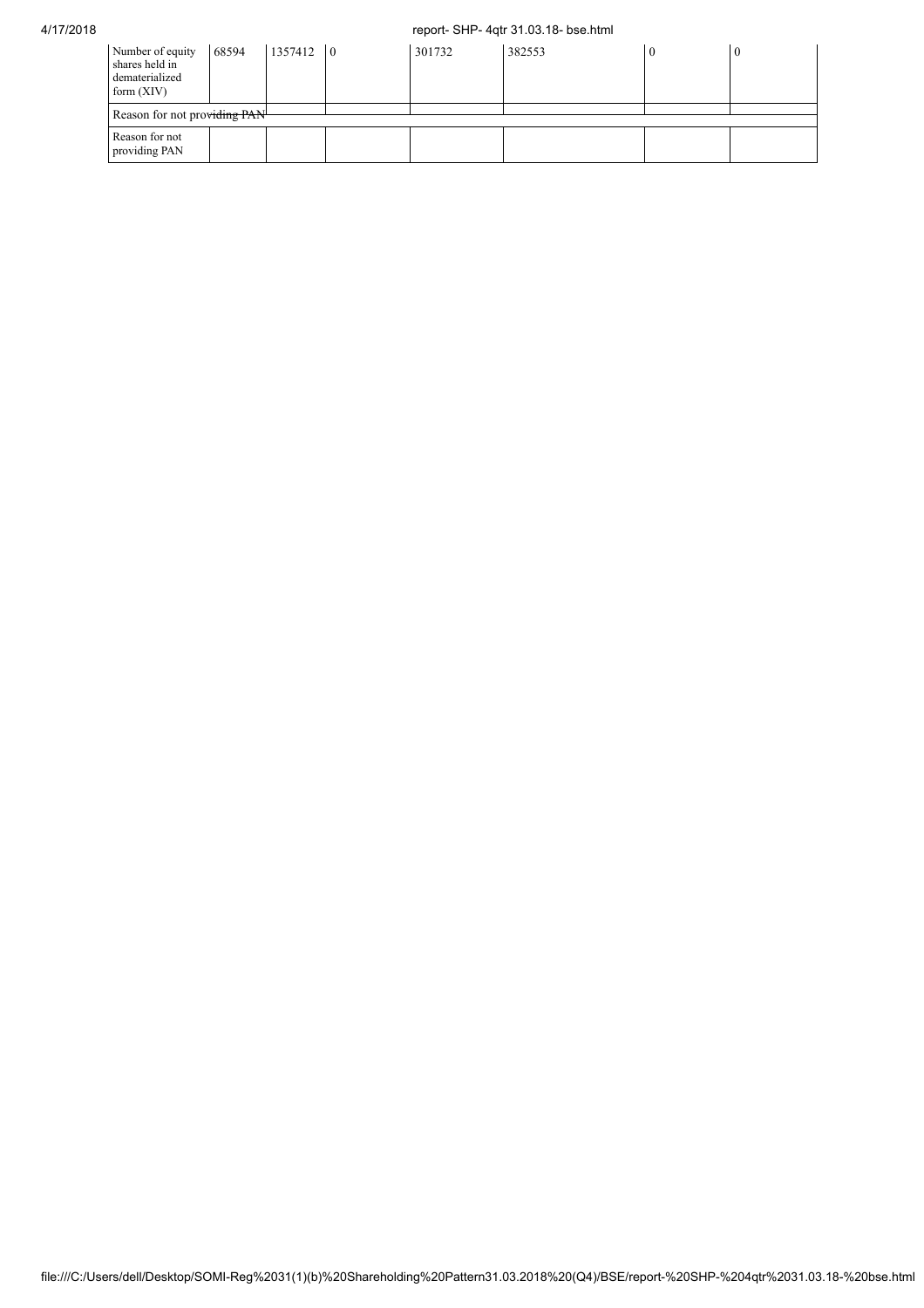| Number of equity shares held in dematerialized form (XIV) | 68594 | 1357412 | 0 | 301732 | 382553 | 0 | 0 |
|---|---|---|---|---|---|---|---|
| Reason for not providing PAN | | | | | | | |
| Reason for not providing PAN | | | | | | | |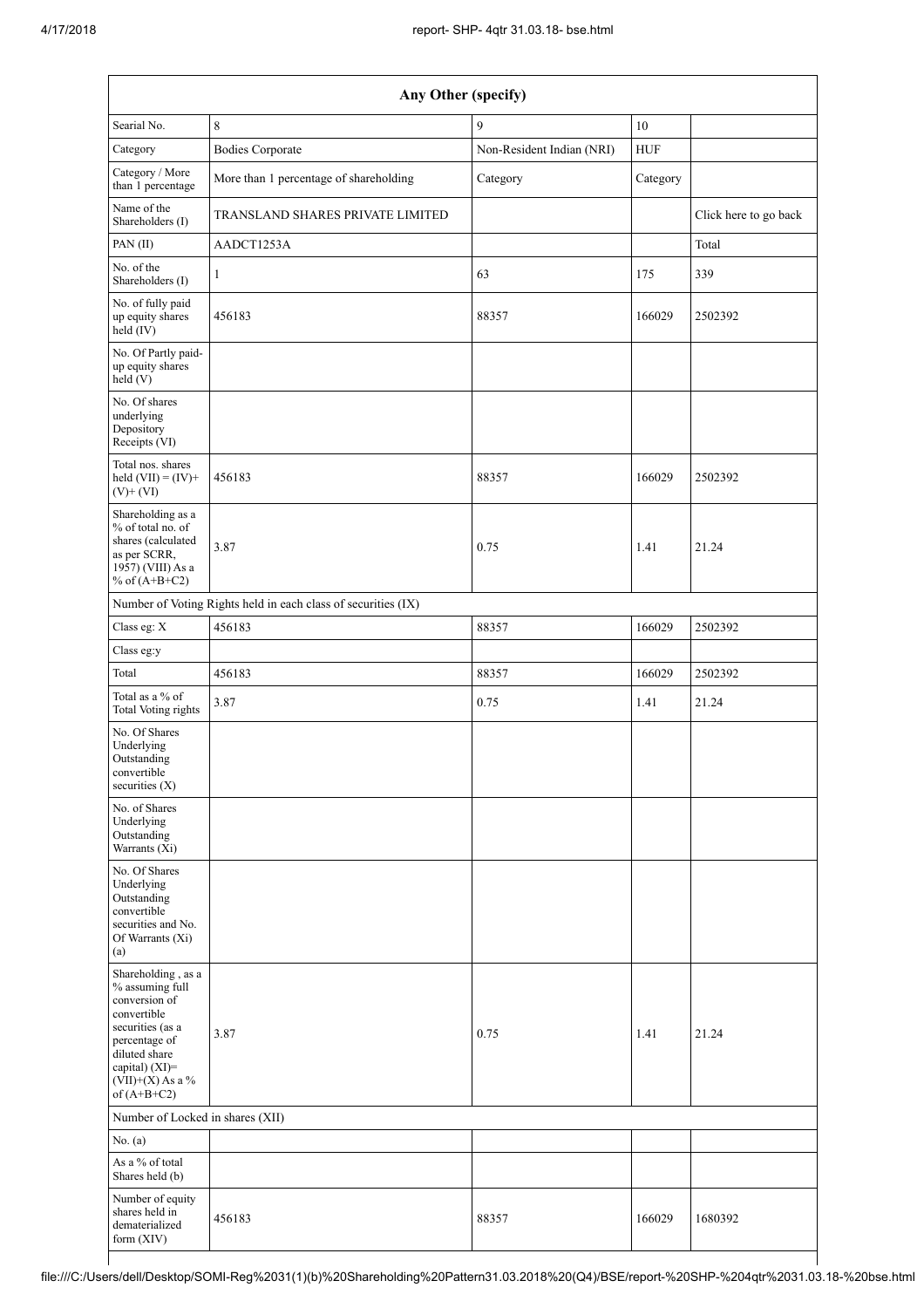| Any Other (specify) | | | | |
|---|---|---|---|---|
| Searial No. | 8 | 9 | 10 | |
| Category | Bodies Corporate | Non-Resident Indian (NRI) | HUF | |
| Category / More than 1 percentage | More than 1 percentage of shareholding | Category | Category | |
| Name of the Shareholders (I) | TRANSLAND SHARES PRIVATE LIMITED | | | Click here to go back |
| PAN (II) | AADCT1253A | | | Total |
| No. of the Shareholders (I) | 1 | 63 | 175 | 339 |
| No. of fully paid up equity shares held (IV) | 456183 | 88357 | 166029 | 2502392 |
| No. Of Partly paid-up equity shares held (V) | | | | |
| No. Of shares underlying Depository Receipts (VI) | | | | |
| Total nos. shares held (VII) = (IV)+ (V)+ (VI) | 456183 | 88357 | 166029 | 2502392 |
| Shareholding as a % of total no. of shares (calculated as per SCRR, 1957) (VIII) As a % of (A+B+C2) | 3.87 | 0.75 | 1.41 | 21.24 |
| Number of Voting Rights held in each class of securities (IX) | | | | |
| Class eg: X | 456183 | 88357 | 166029 | 2502392 |
| Class eg:y | | | | |
| Total | 456183 | 88357 | 166029 | 2502392 |
| Total as a % of Total Voting rights | 3.87 | 0.75 | 1.41 | 21.24 |
| No. Of Shares Underlying Outstanding convertible securities (X) | | | | |
| No. of Shares Underlying Outstanding Warrants (Xi) | | | | |
| No. Of Shares Underlying Outstanding convertible securities and No. Of Warrants (Xi) (a) | | | | |
| Shareholding , as a % assuming full conversion of convertible securities (as a percentage of diluted share capital) (XI)= (VII)+(X) As a % of (A+B+C2) | 3.87 | 0.75 | 1.41 | 21.24 |
| Number of Locked in shares (XII) | | | | |
| No. (a) | | | | |
| As a % of total Shares held (b) | | | | |
| Number of equity shares held in dematerialized form (XIV) | 456183 | 88357 | 166029 | 1680392 |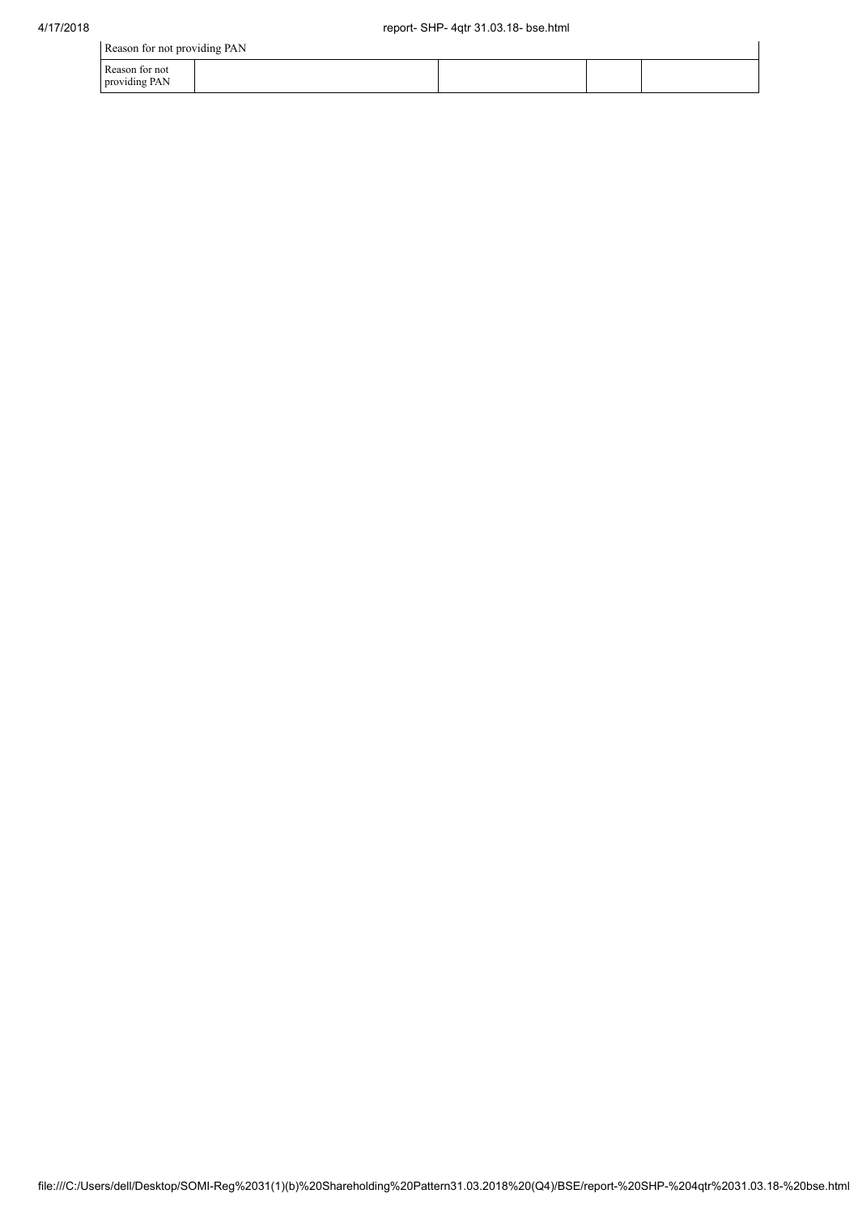| Reason for not providing PAN | | | | |
|---|---|---|---|---|
| Reason for not providing PAN | | | | |